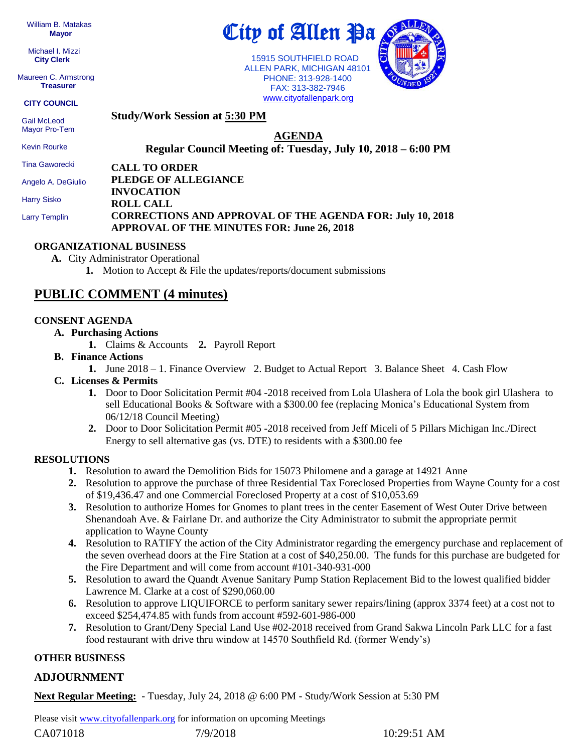William B. Matakas
**Mayor**

Michael I. Mizzi
**City Clerk**

Maureen C. Armstrong
**Treasurer**

**CITY COUNCIL**

Gail McLeod
Mayor Pro-Tem

Kevin Rourke

Tina Gaworecki

Angelo A. DeGiulio

Harry Sisko

Larry Templin

# City of Allen Park

15915 SOUTHFIELD ROAD
ALLEN PARK, MICHIGAN 48101
PHONE: 313-928-1400
FAX: 313-382-7946
www.cityofallenpark.org

**Study/Work Session at 5:30 PM**

## AGENDA

**Regular Council Meeting of: Tuesday, July 10, 2018 – 6:00 PM**

**CALL TO ORDER**
**PLEDGE OF ALLEGIANCE**
**INVOCATION**
**ROLL CALL**
**CORRECTIONS AND APPROVAL OF THE AGENDA FOR: July 10, 2018**
**APPROVAL OF THE MINUTES FOR: June 26, 2018**

### ORGANIZATIONAL BUSINESS

- **A.** City Administrator Operational
  - **1.** Motion to Accept & File the updates/reports/document submissions

## PUBLIC COMMENT (4 minutes)

### CONSENT AGENDA

- **A. Purchasing Actions**
  - **1.** Claims & Accounts **2.** Payroll Report
- **B. Finance Actions**
  - **1.** June 2018 – 1. Finance Overview 2. Budget to Actual Report 3. Balance Sheet 4. Cash Flow
- **C. Licenses & Permits**
  - **1.** Door to Door Solicitation Permit #04 -2018 received from Lola Ulashera of Lola the book girl Ulashera to sell Educational Books & Software with a $300.00 fee (replacing Monica's Educational System from 06/12/18 Council Meeting)
  - **2.** Door to Door Solicitation Permit #05 -2018 received from Jeff Miceli of 5 Pillars Michigan Inc./Direct Energy to sell alternative gas (vs. DTE) to residents with a $300.00 fee

### RESOLUTIONS

1. Resolution to award the Demolition Bids for 15073 Philomene and a garage at 14921 Anne
2. Resolution to approve the purchase of three Residential Tax Foreclosed Properties from Wayne County for a cost of $19,436.47 and one Commercial Foreclosed Property at a cost of $10,053.69
3. Resolution to authorize Homes for Gnomes to plant trees in the center Easement of West Outer Drive between Shenandoah Ave. & Fairlane Dr. and authorize the City Administrator to submit the appropriate permit application to Wayne County
4. Resolution to RATIFY the action of the City Administrator regarding the emergency purchase and replacement of the seven overhead doors at the Fire Station at a cost of $40,250.00. The funds for this purchase are budgeted for the Fire Department and will come from account #101-340-931-000
5. Resolution to award the Quandt Avenue Sanitary Pump Station Replacement Bid to the lowest qualified bidder Lawrence M. Clarke at a cost of $290,060.00
6. Resolution to approve LIQUIFORCE to perform sanitary sewer repairs/lining (approx 3374 feet) at a cost not to exceed $254,474.85 with funds from account #592-601-986-000
7. Resolution to Grant/Deny Special Land Use #02-2018 received from Grand Sakwa Lincoln Park LLC for a fast food restaurant with drive thru window at 14570 Southfield Rd. (former Wendy's)

### OTHER BUSINESS

### ADJOURNMENT

**Next Regular Meeting:** - Tuesday, July 24, 2018 @ 6:00 PM - Study/Work Session at 5:30 PM

Please visit www.cityofallenpark.org for information on upcoming Meetings

CA071018 7/9/2018 10:29:51 AM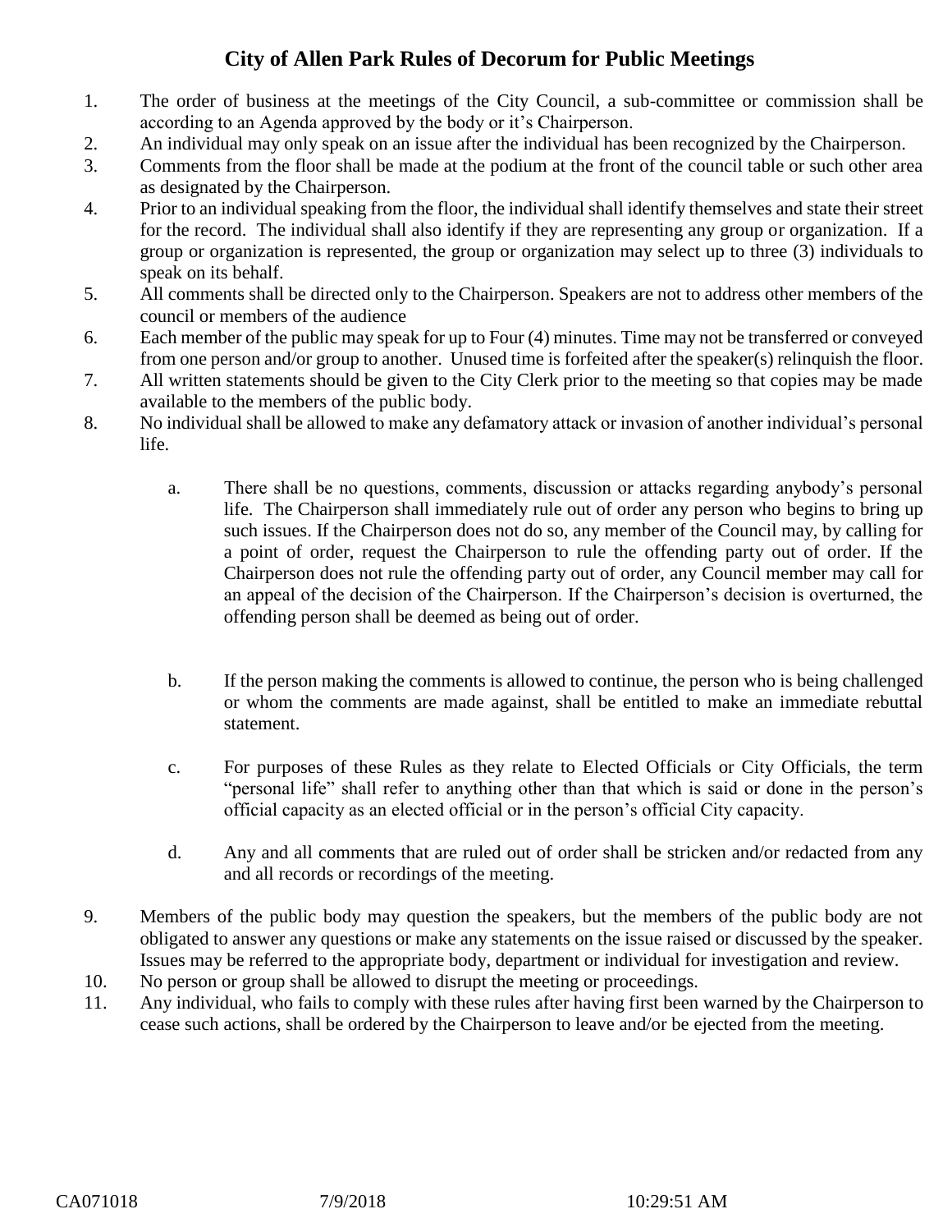# City of Allen Park Rules of Decorum for Public Meetings

1. The order of business at the meetings of the City Council, a sub-committee or commission shall be according to an Agenda approved by the body or it's Chairperson.
2. An individual may only speak on an issue after the individual has been recognized by the Chairperson.
3. Comments from the floor shall be made at the podium at the front of the council table or such other area as designated by the Chairperson.
4. Prior to an individual speaking from the floor, the individual shall identify themselves and state their street for the record. The individual shall also identify if they are representing any group or organization. If a group or organization is represented, the group or organization may select up to three (3) individuals to speak on its behalf.
5. All comments shall be directed only to the Chairperson. Speakers are not to address other members of the council or members of the audience
6. Each member of the public may speak for up to Four (4) minutes. Time may not be transferred or conveyed from one person and/or group to another. Unused time is forfeited after the speaker(s) relinquish the floor.
7. All written statements should be given to the City Clerk prior to the meeting so that copies may be made available to the members of the public body.
8. No individual shall be allowed to make any defamatory attack or invasion of another individual's personal life.

    a. There shall be no questions, comments, discussion or attacks regarding anybody's personal life. The Chairperson shall immediately rule out of order any person who begins to bring up such issues. If the Chairperson does not do so, any member of the Council may, by calling for a point of order, request the Chairperson to rule the offending party out of order. If the Chairperson does not rule the offending party out of order, any Council member may call for an appeal of the decision of the Chairperson. If the Chairperson's decision is overturned, the offending person shall be deemed as being out of order.

    b. If the person making the comments is allowed to continue, the person who is being challenged or whom the comments are made against, shall be entitled to make an immediate rebuttal statement.

    c. For purposes of these Rules as they relate to Elected Officials or City Officials, the term "personal life" shall refer to anything other than that which is said or done in the person's official capacity as an elected official or in the person's official City capacity.

    d. Any and all comments that are ruled out of order shall be stricken and/or redacted from any and all records or recordings of the meeting.

9. Members of the public body may question the speakers, but the members of the public body are not obligated to answer any questions or make any statements on the issue raised or discussed by the speaker. Issues may be referred to the appropriate body, department or individual for investigation and review.
10. No person or group shall be allowed to disrupt the meeting or proceedings.
11. Any individual, who fails to comply with these rules after having first been warned by the Chairperson to cease such actions, shall be ordered by the Chairperson to leave and/or be ejected from the meeting.

CA071018 7/9/2018 10:29:51 AM